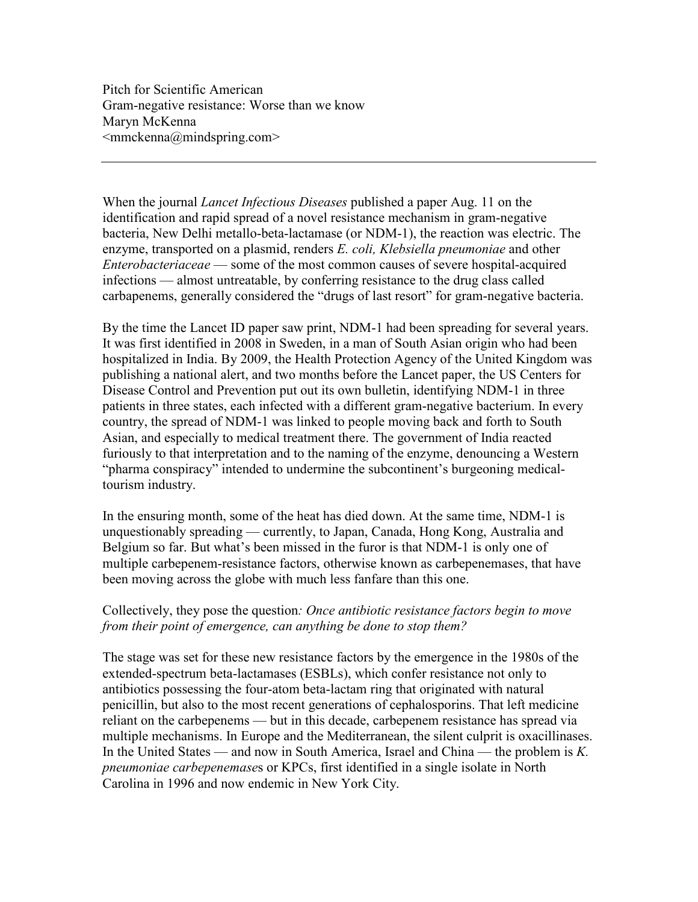Pitch for Scientific American
Gram-negative resistance: Worse than we know
Maryn McKenna
<mmckenna@mindspring.com>

---

When the journal *Lancet Infectious Diseases* published a paper Aug. 11 on the identification and rapid spread of a novel resistance mechanism in gram-negative bacteria, New Delhi metallo-beta-lactamase (or NDM-1), the reaction was electric. The enzyme, transported on a plasmid, renders *E. coli, Klebsiella pneumoniae* and other *Enterobacteriaceae* — some of the most common causes of severe hospital-acquired infections — almost untreatable, by conferring resistance to the drug class called carbapenems, generally considered the "drugs of last resort" for gram-negative bacteria.

By the time the Lancet ID paper saw print, NDM-1 had been spreading for several years. It was first identified in 2008 in Sweden, in a man of South Asian origin who had been hospitalized in India. By 2009, the Health Protection Agency of the United Kingdom was publishing a national alert, and two months before the Lancet paper, the US Centers for Disease Control and Prevention put out its own bulletin, identifying NDM-1 in three patients in three states, each infected with a different gram-negative bacterium. In every country, the spread of NDM-1 was linked to people moving back and forth to South Asian, and especially to medical treatment there. The government of India reacted furiously to that interpretation and to the naming of the enzyme, denouncing a Western "pharma conspiracy" intended to undermine the subcontinent's burgeoning medical-tourism industry.

In the ensuring month, some of the heat has died down. At the same time, NDM-1 is unquestionably spreading — currently, to Japan, Canada, Hong Kong, Australia and Belgium so far. But what's been missed in the furor is that NDM-1 is only one of multiple carbepenem-resistance factors, otherwise known as carbepenemases, that have been moving across the globe with much less fanfare than this one.

Collectively, they pose the question*: Once antibiotic resistance factors begin to move from their point of emergence, can anything be done to stop them?*

The stage was set for these new resistance factors by the emergence in the 1980s of the extended-spectrum beta-lactamases (ESBLs), which confer resistance not only to antibiotics possessing the four-atom beta-lactam ring that originated with natural penicillin, but also to the most recent generations of cephalosporins. That left medicine reliant on the carbepenems — but in this decade, carbepenem resistance has spread via multiple mechanisms. In Europe and the Mediterranean, the silent culprit is oxacillinases. In the United States — and now in South America, Israel and China — the problem is *K. pneumoniae carbepenemase*s or KPCs, first identified in a single isolate in North Carolina in 1996 and now endemic in New York City.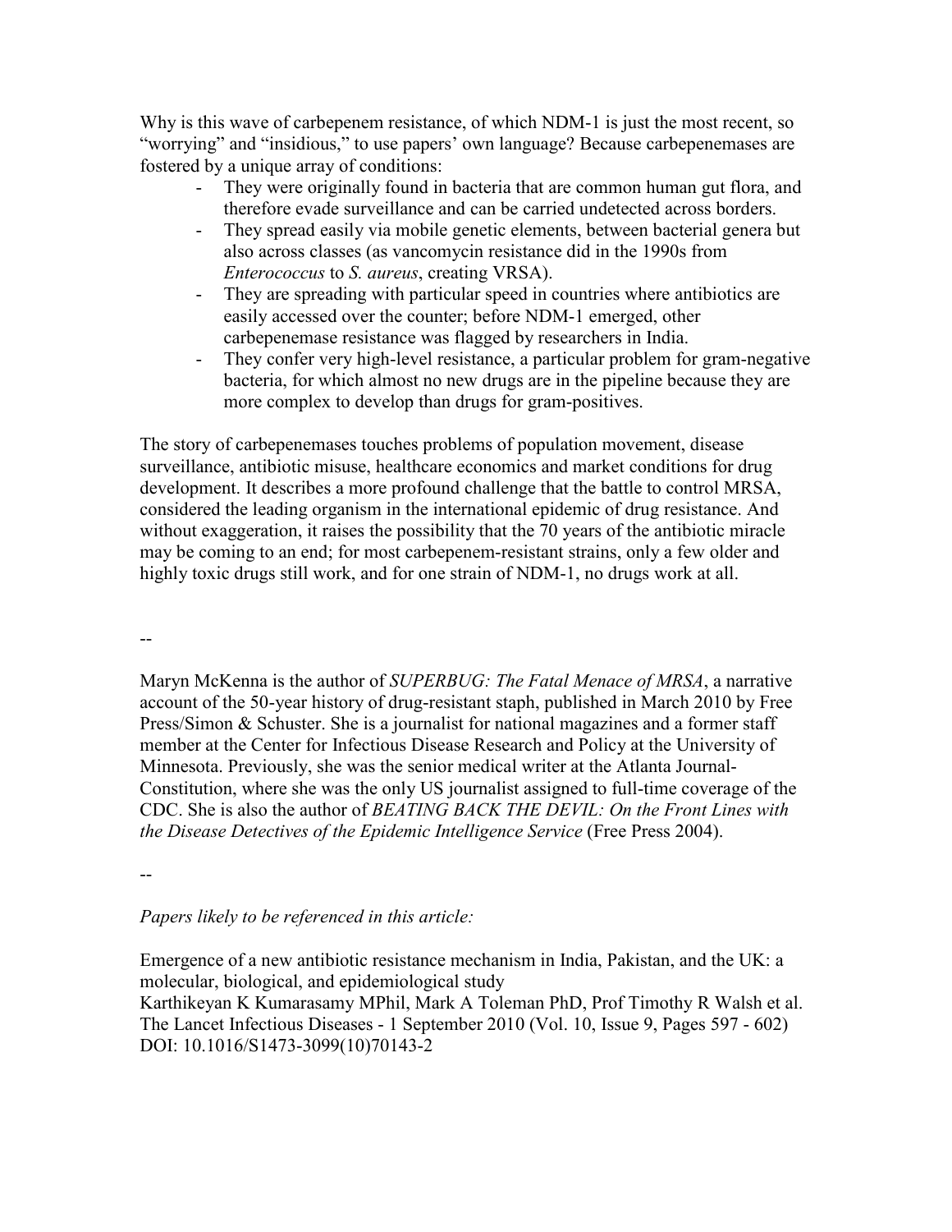Why is this wave of carbepenem resistance, of which NDM-1 is just the most recent, so "worrying" and "insidious," to use papers' own language? Because carbepenemases are fostered by a unique array of conditions:

- They were originally found in bacteria that are common human gut flora, and therefore evade surveillance and can be carried undetected across borders.
- They spread easily via mobile genetic elements, between bacterial genera but also across classes (as vancomycin resistance did in the 1990s from *Enterococcus* to *S. aureus*, creating VRSA).
- They are spreading with particular speed in countries where antibiotics are easily accessed over the counter; before NDM-1 emerged, other carbepenemase resistance was flagged by researchers in India.
- They confer very high-level resistance, a particular problem for gram-negative bacteria, for which almost no new drugs are in the pipeline because they are more complex to develop than drugs for gram-positives.

The story of carbepenemases touches problems of population movement, disease surveillance, antibiotic misuse, healthcare economics and market conditions for drug development. It describes a more profound challenge that the battle to control MRSA, considered the leading organism in the international epidemic of drug resistance. And without exaggeration, it raises the possibility that the 70 years of the antibiotic miracle may be coming to an end; for most carbepenem-resistant strains, only a few older and highly toxic drugs still work, and for one strain of NDM-1, no drugs work at all.

--

Maryn McKenna is the author of *SUPERBUG: The Fatal Menace of MRSA*, a narrative account of the 50-year history of drug-resistant staph, published in March 2010 by Free Press/Simon & Schuster. She is a journalist for national magazines and a former staff member at the Center for Infectious Disease Research and Policy at the University of Minnesota. Previously, she was the senior medical writer at the Atlanta Journal-Constitution, where she was the only US journalist assigned to full-time coverage of the CDC. She is also the author of *BEATING BACK THE DEVIL: On the Front Lines with the Disease Detectives of the Epidemic Intelligence Service* (Free Press 2004).

--

*Papers likely to be referenced in this article:*

Emergence of a new antibiotic resistance mechanism in India, Pakistan, and the UK: a molecular, biological, and epidemiological study
Karthikeyan K Kumarasamy MPhil, Mark A Toleman PhD, Prof Timothy R Walsh et al.
The Lancet Infectious Diseases - 1 September 2010 (Vol. 10, Issue 9, Pages 597 - 602)
DOI: 10.1016/S1473-3099(10)70143-2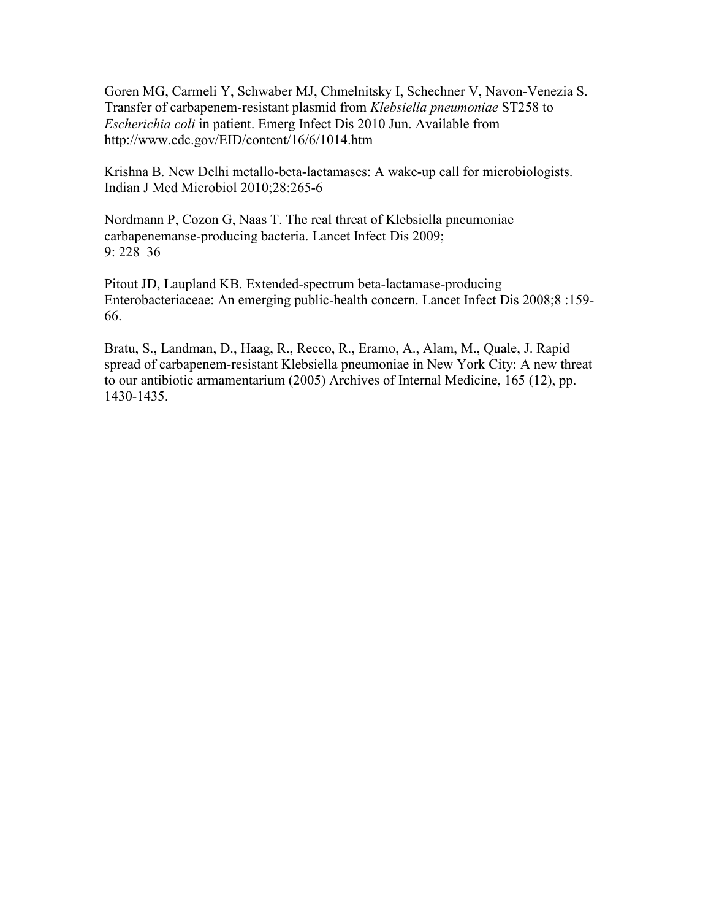Goren MG, Carmeli Y, Schwaber MJ, Chmelnitsky I, Schechner V, Navon-Venezia S. Transfer of carbapenem-resistant plasmid from *Klebsiella pneumoniae* ST258 to *Escherichia coli* in patient. Emerg Infect Dis 2010 Jun. Available from http://www.cdc.gov/EID/content/16/6/1014.htm

Krishna B. New Delhi metallo-beta-lactamases: A wake-up call for microbiologists. Indian J Med Microbiol 2010;28:265-6

Nordmann P, Cozon G, Naas T. The real threat of Klebsiella pneumoniae carbapenemanse-producing bacteria. Lancet Infect Dis 2009; 9: 228–36

Pitout JD, Laupland KB. Extended-spectrum beta-lactamase-producing Enterobacteriaceae: An emerging public-health concern. Lancet Infect Dis 2008;8 :159-66.

Bratu, S., Landman, D., Haag, R., Recco, R., Eramo, A., Alam, M., Quale, J. Rapid spread of carbapenem-resistant Klebsiella pneumoniae in New York City: A new threat to our antibiotic armamentarium (2005) Archives of Internal Medicine, 165 (12), pp. 1430-1435.